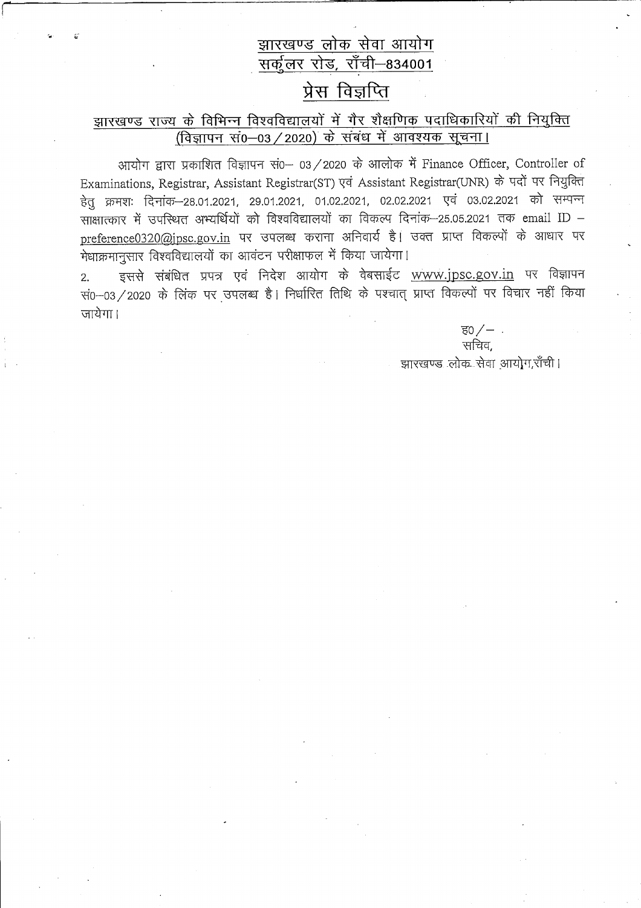# झारखण्ड लोक सेवा आयोग
## सर्कुलर रोड, राँची–834001

## प्रेस विज्ञप्ति

### झारखण्ड राज्य के विभिन्न विश्वविद्यालयों में गैर शैक्षणिक पदाधिकारियों की नियुक्ति (विज्ञापन सं0–03/2020) के संबंध में आवश्यक सूचना।

आयोग द्वारा प्रकाशित विज्ञापन सं0– 03/2020 के आलोक में Finance Officer, Controller of Examinations, Registrar, Assistant Registrar(ST) एवं Assistant Registrar(UNR) के पदों पर नियुक्ति हेतु क्रमशः दिनांक–28.01.2021, 29.01.2021, 01.02.2021, 02.02.2021 एवं 03.02.2021 को सम्पन्न साक्षात्कार में उपस्थित अभ्यर्थियों को विश्वविद्यालयों का विकल्प दिनांक–25.05.2021 तक email ID – preference0320@jpsc.gov.in पर उपलब्ध कराना अनिवार्य है। उक्त प्राप्त विकल्पों के आधार पर मेधाक्रमानुसार विश्वविद्यालयों का आवंटन परीक्षाफल में किया जायेगा।

2. इससे संबंधित प्रपत्र एवं निदेश आयोग के वेबसाईट www.jpsc.gov.in पर विज्ञापन सं0–03/2020 के लिंक पर उपलब्ध है। निर्धारित तिथि के पश्चात् प्राप्त विकल्पों पर विचार नहीं किया जायेगा।

ह0/–

सचिव,

झारखण्ड लोक सेवा आयोग,राँची।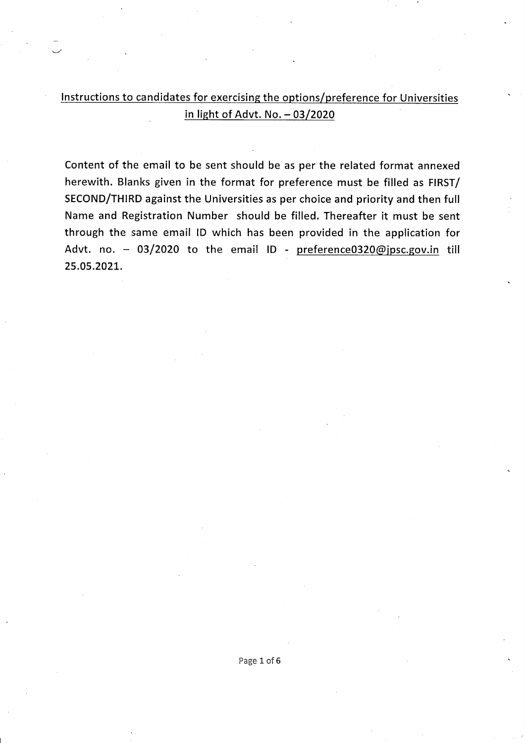## Instructions to candidates for exercising the options/preference for Universities in light of Advt. No. – 03/2020

Content of the email to be sent should be as per the related format annexed herewith. Blanks given in the format for preference must be filled as FIRST/ SECOND/THIRD against the Universities as per choice and priority and then full Name and Registration Number should be filled. Thereafter it must be sent through the same email ID which has been provided in the application for Advt. no. – 03/2020 to the email ID - preference0320@jpsc.gov.in till 25.05.2021.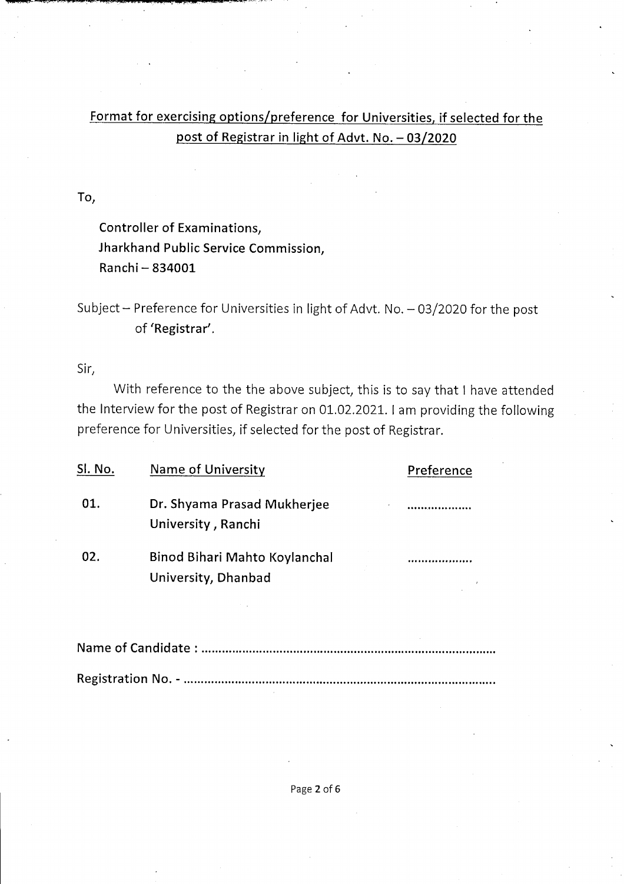## Format for exercising options/preference for Universities, if selected for the post of Registrar in light of Advt. No. – 03/2020

To,

Controller of Examinations,
Jharkhand Public Service Commission,
Ranchi – 834001

Subject – Preference for Universities in light of Advt. No. – 03/2020 for the post of **'Registrar'**.

Sir,

With reference to the the above subject, this is to say that I have attended the Interview for the post of Registrar on 01.02.2021. I am providing the following preference for Universities, if selected for the post of Registrar.

| Sl. No. | Name of University | Preference |
|---|---|---|
| 01. | Dr. Shyama Prasad Mukherjee University , Ranchi | ................... |
| 02. | Binod Bihari Mahto Koylanchal University, Dhanbad | ................... |

Name of Candidate : ......................................................................................

Registration No. - ..........................................................................................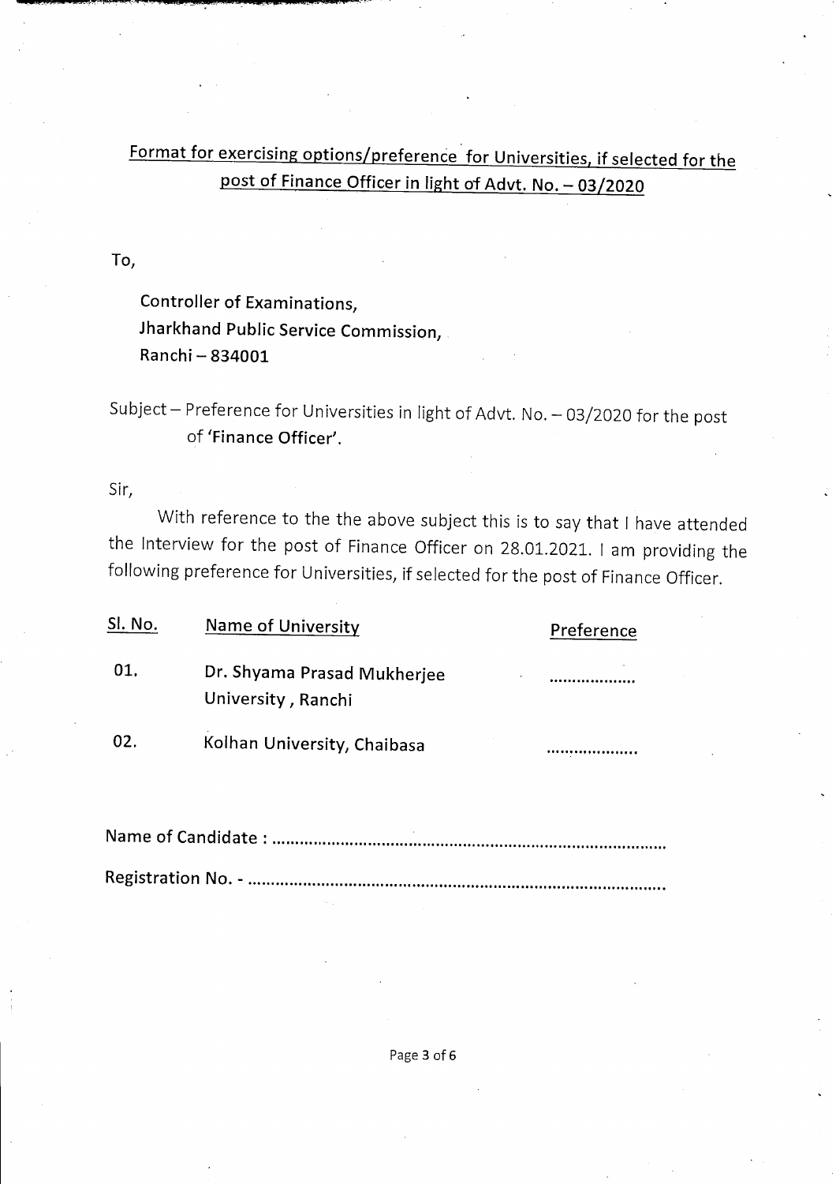## Format for exercising options/preference for Universities, if selected for the post of Finance Officer in light of Advt. No. – 03/2020

To,

Controller of Examinations,
Jharkhand Public Service Commission,
Ranchi – 834001

Subject – Preference for Universities in light of Advt. No. – 03/2020 for the post of **'Finance Officer'**.

Sir,

With reference to the the above subject this is to say that I have attended the Interview for the post of Finance Officer on 28.01.2021. I am providing the following preference for Universities, if selected for the post of Finance Officer.

| Sl. No. | Name of University | Preference |
|---|---|---|
| 01. | Dr. Shyama Prasad Mukherjee University , Ranchi | ................... |
| 02. | Kolhan University, Chaibasa | ................... |

Name of Candidate : .......................................................................................

Registration No. - ...........................................................................................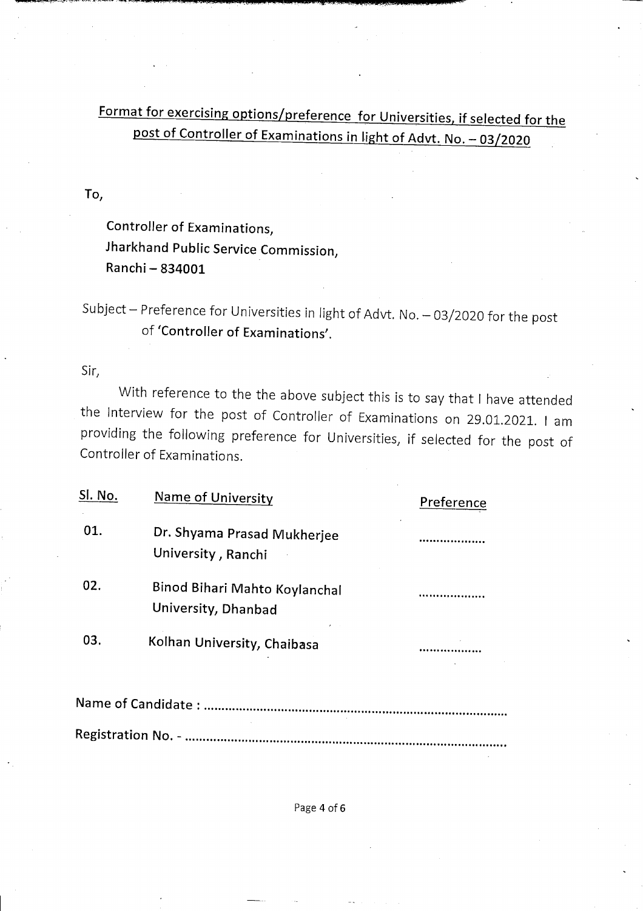## Format for exercising options/preference for Universities, if selected for the post of Controller of Examinations in light of Advt. No. – 03/2020

To,

Controller of Examinations,
Jharkhand Public Service Commission,
Ranchi – 834001

Subject – Preference for Universities in light of Advt. No. – 03/2020 for the post of **'Controller of Examinations'**.

Sir,

With reference to the the above subject this is to say that I have attended the Interview for the post of Controller of Examinations on 29.01.2021. I am providing the following preference for Universities, if selected for the post of Controller of Examinations.

| Sl. No. | Name of University | Preference |
|---|---|---|
| 01. | Dr. Shyama Prasad Mukherjee University , Ranchi | .................. |
| 02. | Binod Bihari Mahto Koylanchal University, Dhanbad | .................. |
| 03. | Kolhan University, Chaibasa | .................. |

Name of Candidate : ..................................................................................

Registration No. - ......................................................................................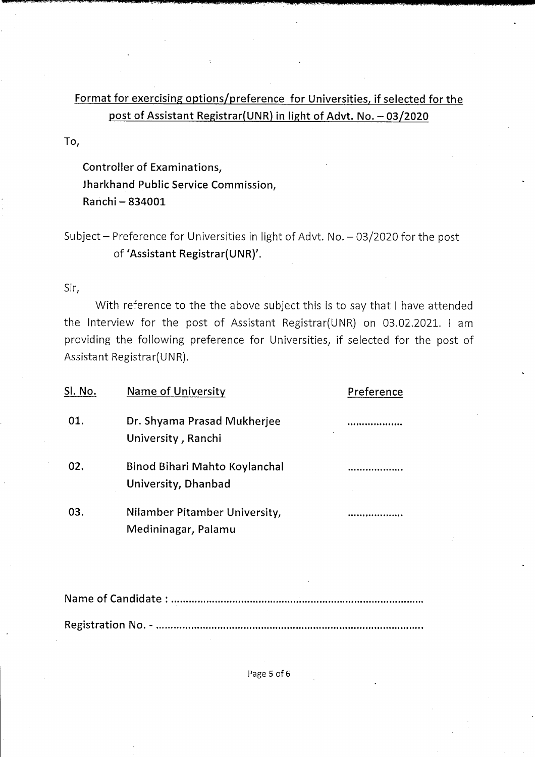## Format for exercising options/preference for Universities, if selected for the post of Assistant Registrar(UNR) in light of Advt. No. – 03/2020

To,

**Controller of Examinations,**
**Jharkhand Public Service Commission,**
**Ranchi – 834001**

Subject – Preference for Universities in light of Advt. No. – 03/2020 for the post of **'Assistant Registrar(UNR)'**.

Sir,

With reference to the the above subject this is to say that I have attended the Interview for the post of Assistant Registrar(UNR) on 03.02.2021. I am providing the following preference for Universities, if selected for the post of Assistant Registrar(UNR).

| Sl. No. | Name of University | Preference |
|---|---|---|
| 01. | Dr. Shyama Prasad Mukherjee University , Ranchi | .................. |
| 02. | Binod Bihari Mahto Koylanchal University, Dhanbad | .................. |
| 03. | Nilamber Pitamber University, Medininagar, Palamu | .................. |

**Name of Candidate :** ..................................................................................

**Registration No. -** ..................................................................................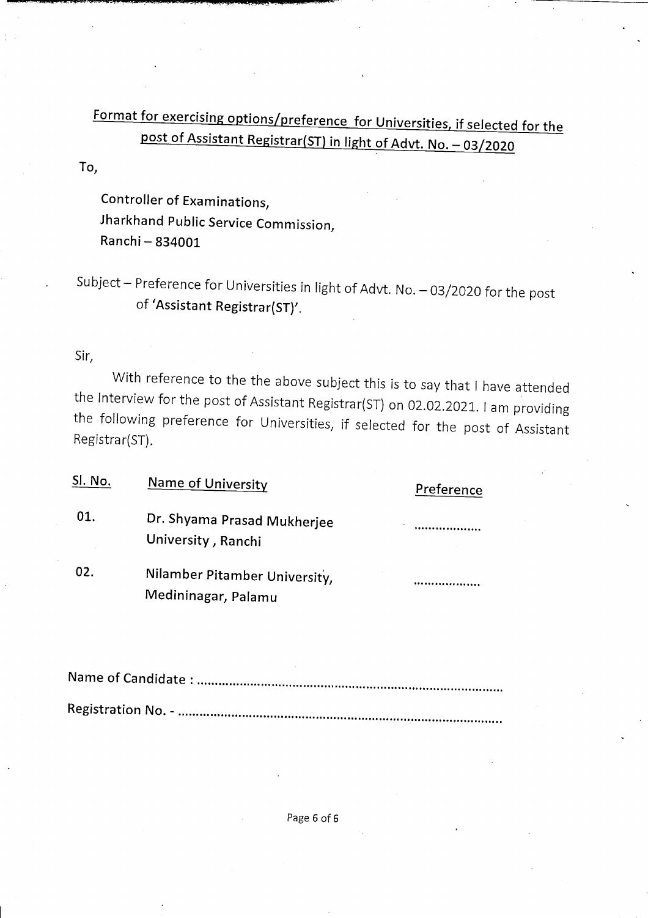## Format for exercising options/preference for Universities, if selected for the post of Assistant Registrar(ST) in light of Advt. No. – 03/2020

To,

Controller of Examinations,
Jharkhand Public Service Commission,
Ranchi – 834001

Subject – Preference for Universities in light of Advt. No. – 03/2020 for the post of **'Assistant Registrar(ST)'**.

Sir,

With reference to the the above subject this is to say that I have attended the Interview for the post of Assistant Registrar(ST) on 02.02.2021. I am providing the following preference for Universities, if selected for the post of Assistant Registrar(ST).

| Sl. No. | Name of University | Preference |
|---|---|---|
| 01. | Dr. Shyama Prasad Mukherjee University , Ranchi | .................. |
| 02. | Nilamber Pitamber University, Medininagar, Palamu | .................. |

Name of Candidate : ..........................................................................................

Registration No. - ..............................................................................................